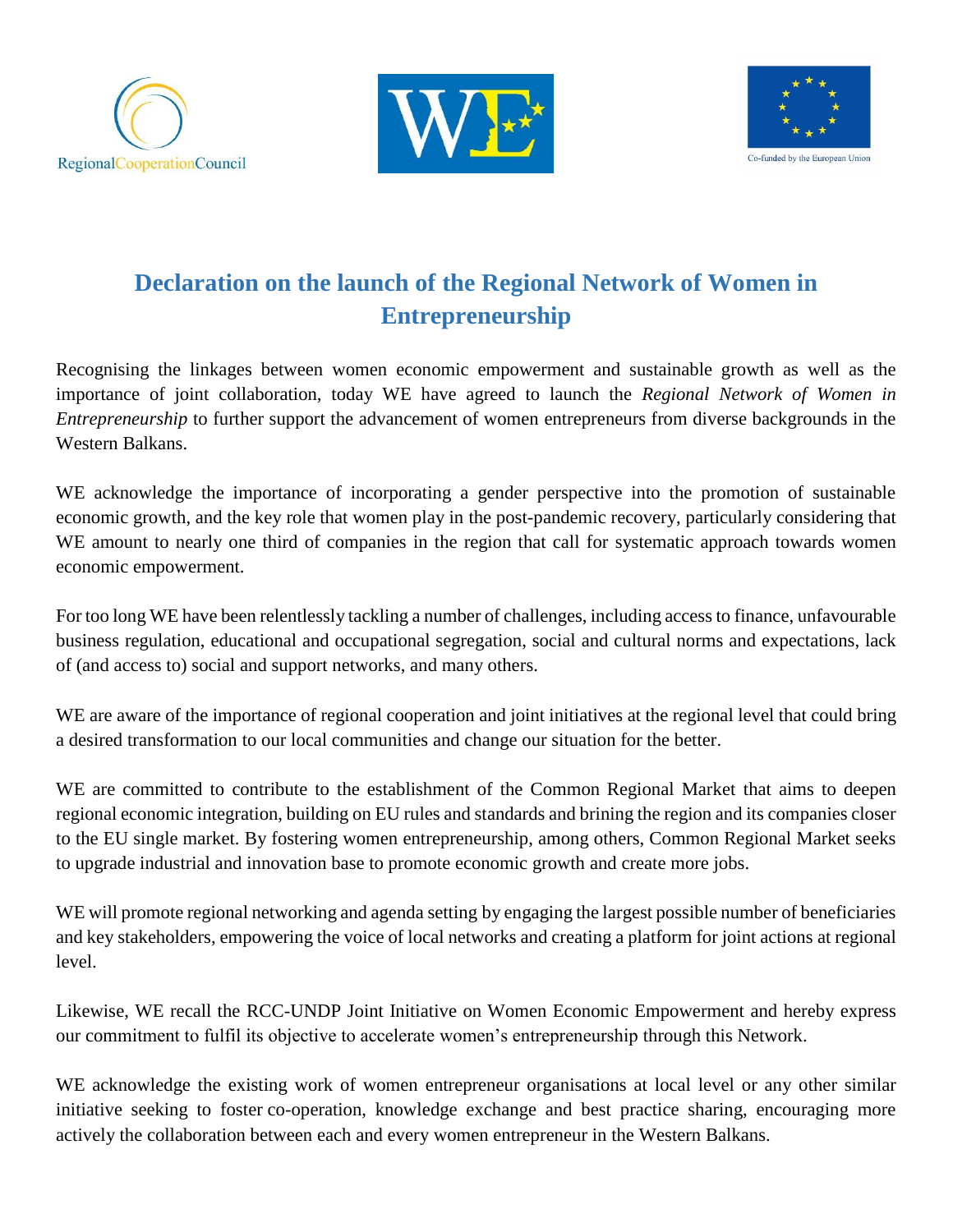# Declaration on the launch of the Regional Network of Women in Entrepreneurship

Recognising the linkages between women economic empowerment and sustainable growth as well as the importance of joint collaboration, today WE have agreed to launch the *Regional Network of Women in Entrepreneurship* to further support the advancement of women entrepreneurs from diverse backgrounds in the Western Balkans.

WE acknowledge the importance of incorporating a gender perspective into the promotion of sustainable economic growth, and the key role that women play in the post-pandemic recovery, particularly considering that WE amount to nearly one third of companies in the region that call for systematic approach towards women economic empowerment.

For too long WE have been relentlessly tackling a number of challenges, including access to finance, unfavourable business regulation, educational and occupational segregation, social and cultural norms and expectations, lack of (and access to) social and support networks, and many others.

WE are aware of the importance of regional cooperation and joint initiatives at the regional level that could bring a desired transformation to our local communities and change our situation for the better.

WE are committed to contribute to the establishment of the Common Regional Market that aims to deepen regional economic integration, building on EU rules and standards and brining the region and its companies closer to the EU single market. By fostering women entrepreneurship, among others, Common Regional Market seeks to upgrade industrial and innovation base to promote economic growth and create more jobs.

WE will promote regional networking and agenda setting by engaging the largest possible number of beneficiaries and key stakeholders, empowering the voice of local networks and creating a platform for joint actions at regional level.

Likewise, WE recall the RCC-UNDP Joint Initiative on Women Economic Empowerment and hereby express our commitment to fulfil its objective to accelerate women's entrepreneurship through this Network.

WE acknowledge the existing work of women entrepreneur organisations at local level or any other similar initiative seeking to foster co-operation, knowledge exchange and best practice sharing, encouraging more actively the collaboration between each and every women entrepreneur in the Western Balkans.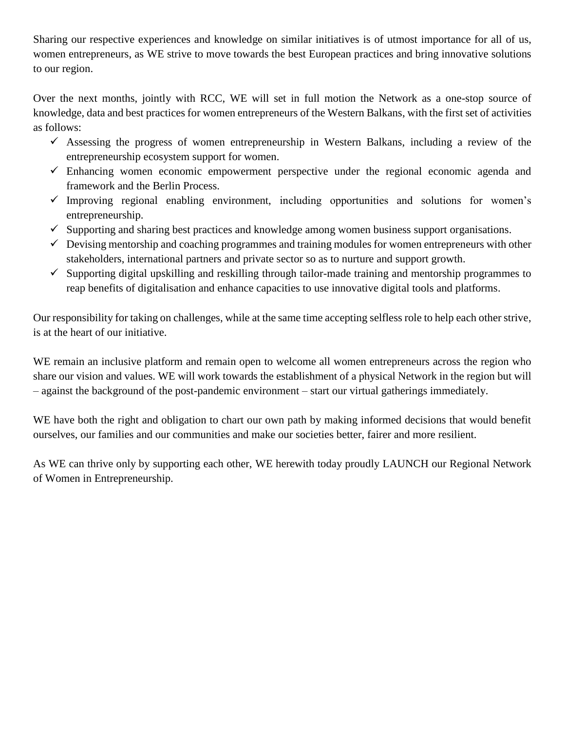Sharing our respective experiences and knowledge on similar initiatives is of utmost importance for all of us, women entrepreneurs, as WE strive to move towards the best European practices and bring innovative solutions to our region.

Over the next months, jointly with RCC, WE will set in full motion the Network as a one-stop source of knowledge, data and best practices for women entrepreneurs of the Western Balkans, with the first set of activities as follows:

- ✓ Assessing the progress of women entrepreneurship in Western Balkans, including a review of the entrepreneurship ecosystem support for women.
- ✓ Enhancing women economic empowerment perspective under the regional economic agenda and framework and the Berlin Process.
- ✓ Improving regional enabling environment, including opportunities and solutions for women's entrepreneurship.
- ✓ Supporting and sharing best practices and knowledge among women business support organisations.
- ✓ Devising mentorship and coaching programmes and training modules for women entrepreneurs with other stakeholders, international partners and private sector so as to nurture and support growth.
- ✓ Supporting digital upskilling and reskilling through tailor-made training and mentorship programmes to reap benefits of digitalisation and enhance capacities to use innovative digital tools and platforms.

Our responsibility for taking on challenges, while at the same time accepting selfless role to help each other strive, is at the heart of our initiative.

WE remain an inclusive platform and remain open to welcome all women entrepreneurs across the region who share our vision and values. WE will work towards the establishment of a physical Network in the region but will – against the background of the post-pandemic environment – start our virtual gatherings immediately.

WE have both the right and obligation to chart our own path by making informed decisions that would benefit ourselves, our families and our communities and make our societies better, fairer and more resilient.

As WE can thrive only by supporting each other, WE herewith today proudly LAUNCH our Regional Network of Women in Entrepreneurship.